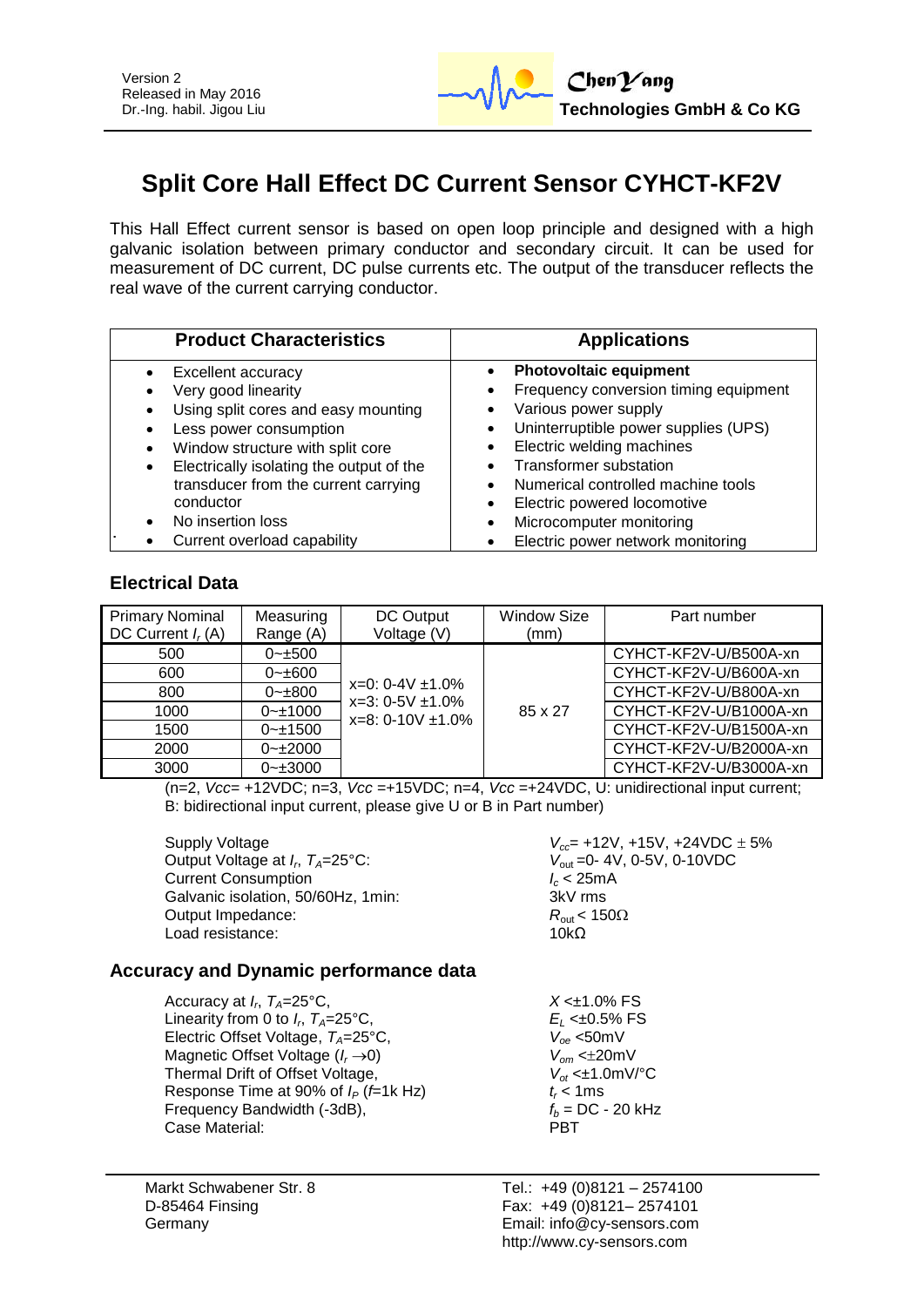Version 2
Released in May 2016
Dr.-Ing. habil. Jigou Liu

**ChenYang Technologies GmbH & Co KG**

# Split Core Hall Effect DC Current Sensor CYHCT-KF2V

This Hall Effect current sensor is based on open loop principle and designed with a high galvanic isolation between primary conductor and secondary circuit. It can be used for measurement of DC current, DC pulse currents etc. The output of the transducer reflects the real wave of the current carrying conductor.

| Product Characteristics | Applications |
|---|---|
| • Excellent accuracy<br>• Very good linearity<br>• Using split cores and easy mounting<br>• Less power consumption<br>• Window structure with split core<br>• Electrically isolating the output of the transducer from the current carrying conductor<br>• No insertion loss<br>• Current overload capability | • **Photovoltaic equipment**<br>• Frequency conversion timing equipment<br>• Various power supply<br>• Uninterruptible power supplies (UPS)<br>• Electric welding machines<br>• Transformer substation<br>• Numerical controlled machine tools<br>• Electric powered locomotive<br>• Microcomputer monitoring<br>• Electric power network monitoring |

## Electrical Data

| Primary Nominal DC Current $I_r$ (A) | Measuring Range (A) | DC Output Voltage (V) | Window Size (mm) | Part number |
|---|---|---|---|---|
| 500 | 0~±500 | x=0: 0-4V ±1.0%<br>x=3: 0-5V ±1.0%<br>x=8: 0-10V ±1.0% | 85 x 27 | CYHCT-KF2V-U/B500A-xn |
| 600 | 0~±600 | | | CYHCT-KF2V-U/B600A-xn |
| 800 | 0~±800 | | | CYHCT-KF2V-U/B800A-xn |
| 1000 | 0~±1000 | | | CYHCT-KF2V-U/B1000A-xn |
| 1500 | 0~±1500 | | | CYHCT-KF2V-U/B1500A-xn |
| 2000 | 0~±2000 | | | CYHCT-KF2V-U/B2000A-xn |
| 3000 | 0~±3000 | | | CYHCT-KF2V-U/B3000A-xn |

(n=2, *Vcc*= +12VDC; n=3, *Vcc* =+15VDC; n=4, *Vcc* =+24VDC, U: unidirectional input current; B: bidirectional input current, please give U or B in Part number)

| | |
|---|---|
| Supply Voltage | $V_{cc}$= +12V, +15V, +24VDC ± 5% |
| Output Voltage at $I_r$, $T_A$=25°C: | $V_{out}$=0- 4V, 0-5V, 0-10VDC |
| Current Consumption | $I_c$ < 25mA |
| Galvanic isolation, 50/60Hz, 1min: | 3kV rms |
| Output Impedance: | $R_{out}$ < 150Ω |
| Load resistance: | 10kΩ |

## Accuracy and Dynamic performance data

| | |
|---|---|
| Accuracy at $I_r$, $T_A$=25°C, | $X$ <±1.0% FS |
| Linearity from 0 to $I_r$, $T_A$=25°C, | $E_L$ <±0.5% FS |
| Electric Offset Voltage, $T_A$=25°C, | $V_{oe}$ <50mV |
| Magnetic Offset Voltage ($I_r \rightarrow 0$) | $V_{om}$ <±20mV |
| Thermal Drift of Offset Voltage, | $V_{ot}$ <±1.0mV/°C |
| Response Time at 90% of $I_P$ ($f$=1k Hz) | $t_r$ < 1ms |
| Frequency Bandwidth (-3dB), | $f_b$ = DC - 20 kHz |
| Case Material: | PBT |

Markt Schwabener Str. 8
D-85464 Finsing
Germany

Tel.: +49 (0)8121 – 2574100
Fax: +49 (0)8121– 2574101
Email: info@cy-sensors.com
http://www.cy-sensors.com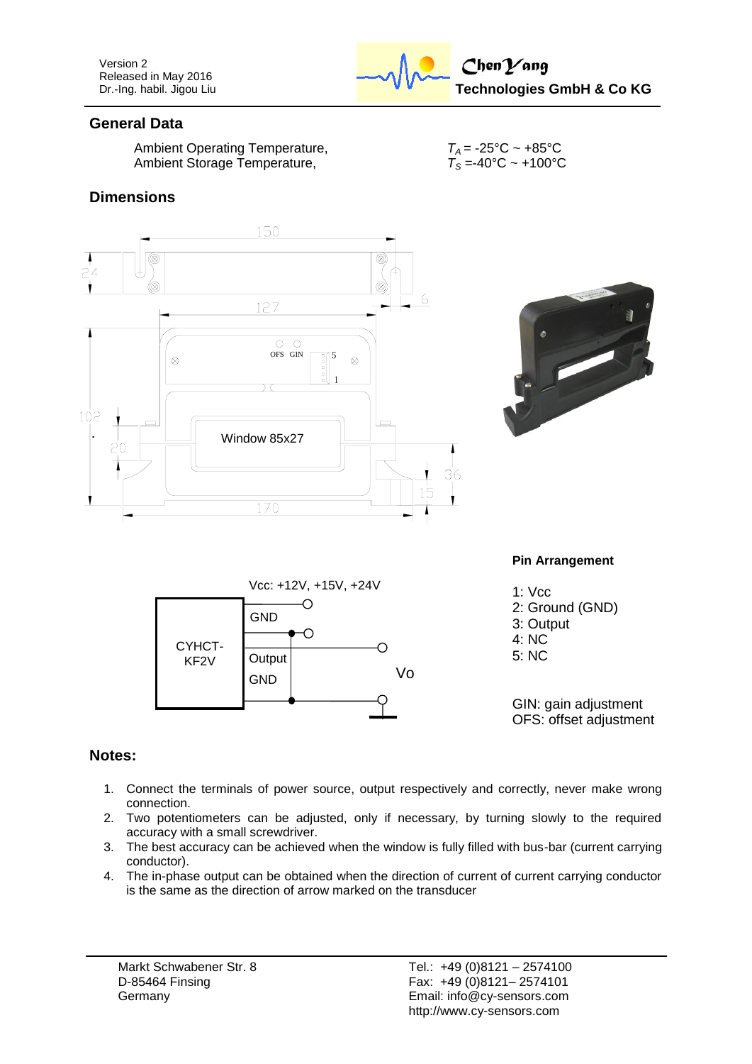## General Data

Ambient Operating Temperature, $T_A$ = -25°C ~ +85°C
Ambient Storage Temperature, $T_S$ =-40°C ~ +100°C

## Dimensions

150
24
6
127
OFS GIN
5
1
102
20
Window 85x27
36
15
170

Vcc: +12V, +15V, +24V
GND
CYHCT-KF2V
Output
GND
Vo

**Pin Arrangement**

1: Vcc
2: Ground (GND)
3: Output
4: NC
5: NC

GIN: gain adjustment
OFS: offset adjustment

## Notes:

1. Connect the terminals of power source, output respectively and correctly, never make wrong connection.
2. Two potentiometers can be adjusted, only if necessary, by turning slowly to the required accuracy with a small screwdriver.
3. The best accuracy can be achieved when the window is fully filled with bus-bar (current carrying conductor).
4. The in-phase output can be obtained when the direction of current of current carrying conductor is the same as the direction of arrow marked on the transducer